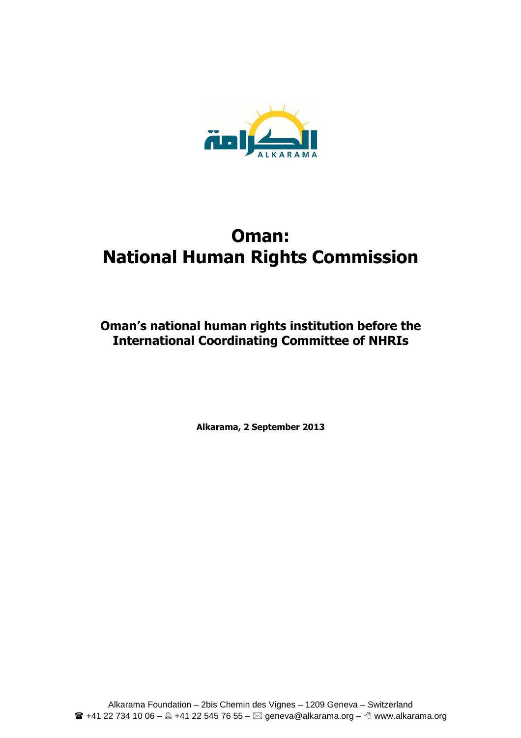# Oman:
# National Human Rights Commission

## Oman's national human rights institution before the International Coordinating Committee of NHRIs

**Alkarama, 2 September 2013**

Alkarama Foundation – 2bis Chemin des Vignes – 1209 Geneva – Switzerland
☎ +41 22 734 10 06 – 🖷 +41 22 545 76 55 – ✉ geneva@alkarama.org – www.alkarama.org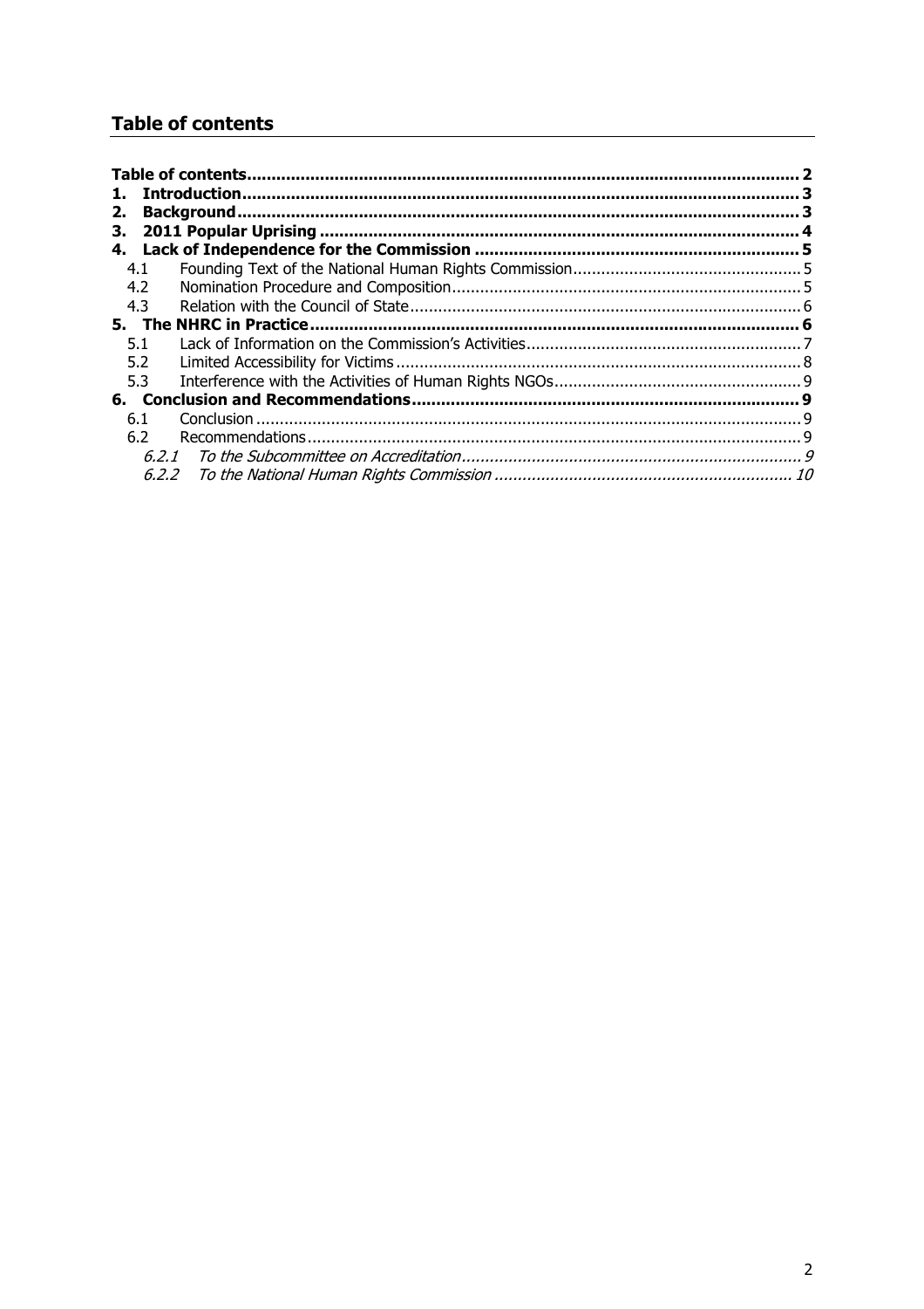## Table of contents

**Table of contents** .......... **2**
**1. Introduction** .......... **3**
**2. Background** .......... **3**
**3. 2011 Popular Uprising** .......... **4**
**4. Lack of Independence for the Commission** .......... **5**
- 4.1 Founding Text of the National Human Rights Commission .......... 5
- 4.2 Nomination Procedure and Composition .......... 5
- 4.3 Relation with the Council of State .......... 6

**5. The NHRC in Practice** .......... **6**
- 5.1 Lack of Information on the Commission's Activities .......... 7
- 5.2 Limited Accessibility for Victims .......... 8
- 5.3 Interference with the Activities of Human Rights NGOs .......... 9

**6. Conclusion and Recommendations** .......... **9**
- 6.1 Conclusion .......... 9
- 6.2 Recommendations .......... 9
  - *6.2.1 To the Subcommittee on Accreditation* .......... *9*
  - *6.2.2 To the National Human Rights Commission* .......... *10*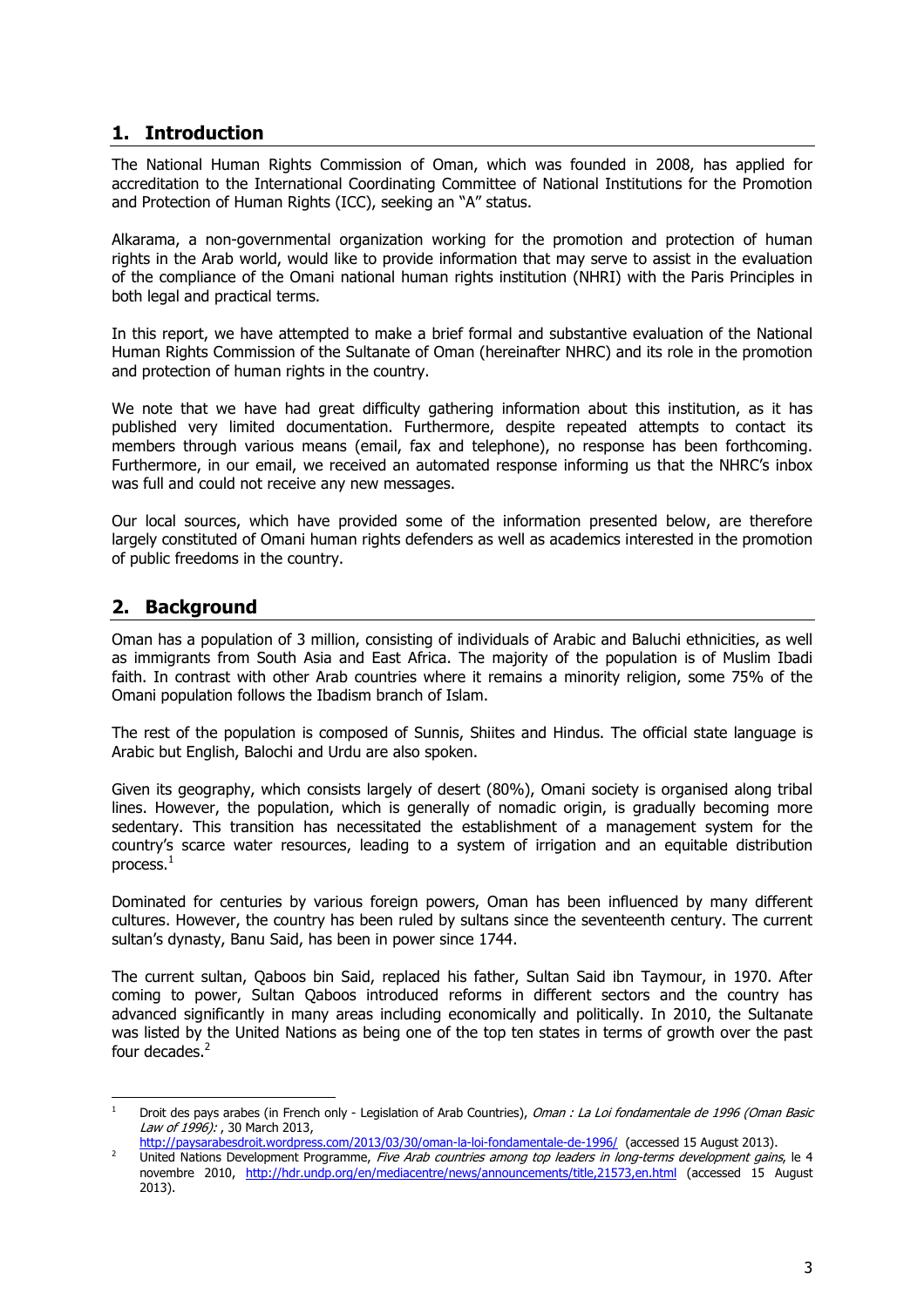## 1. Introduction

The National Human Rights Commission of Oman, which was founded in 2008, has applied for accreditation to the International Coordinating Committee of National Institutions for the Promotion and Protection of Human Rights (ICC), seeking an "A" status.

Alkarama, a non-governmental organization working for the promotion and protection of human rights in the Arab world, would like to provide information that may serve to assist in the evaluation of the compliance of the Omani national human rights institution (NHRI) with the Paris Principles in both legal and practical terms.

In this report, we have attempted to make a brief formal and substantive evaluation of the National Human Rights Commission of the Sultanate of Oman (hereinafter NHRC) and its role in the promotion and protection of human rights in the country.

We note that we have had great difficulty gathering information about this institution, as it has published very limited documentation. Furthermore, despite repeated attempts to contact its members through various means (email, fax and telephone), no response has been forthcoming. Furthermore, in our email, we received an automated response informing us that the NHRC's inbox was full and could not receive any new messages.

Our local sources, which have provided some of the information presented below, are therefore largely constituted of Omani human rights defenders as well as academics interested in the promotion of public freedoms in the country.

## 2. Background

Oman has a population of 3 million, consisting of individuals of Arabic and Baluchi ethnicities, as well as immigrants from South Asia and East Africa. The majority of the population is of Muslim Ibadi faith. In contrast with other Arab countries where it remains a minority religion, some 75% of the Omani population follows the Ibadism branch of Islam.

The rest of the population is composed of Sunnis, Shiites and Hindus. The official state language is Arabic but English, Balochi and Urdu are also spoken.

Given its geography, which consists largely of desert (80%), Omani society is organised along tribal lines. However, the population, which is generally of nomadic origin, is gradually becoming more sedentary. This transition has necessitated the establishment of a management system for the country's scarce water resources, leading to a system of irrigation and an equitable distribution process.[1]

Dominated for centuries by various foreign powers, Oman has been influenced by many different cultures. However, the country has been ruled by sultans since the seventeenth century. The current sultan's dynasty, Banu Said, has been in power since 1744.

The current sultan, Qaboos bin Said, replaced his father, Sultan Said ibn Taymour, in 1970. After coming to power, Sultan Qaboos introduced reforms in different sectors and the country has advanced significantly in many areas including economically and politically. In 2010, the Sultanate was listed by the United Nations as being one of the top ten states in terms of growth over the past four decades.[2]

---

[1] Droit des pays arabes (in French only - Legislation of Arab Countries), *Oman : La Loi fondamentale de 1996 (Oman Basic Law of 1996):* , 30 March 2013, http://paysarabesdroit.wordpress.com/2013/03/30/oman-la-loi-fondamentale-de-1996/ (accessed 15 August 2013).

[2] United Nations Development Programme, *Five Arab countries among top leaders in long-terms development gains*, le 4 novembre 2010, http://hdr.undp.org/en/mediacentre/news/announcements/title,21573,en.html (accessed 15 August 2013).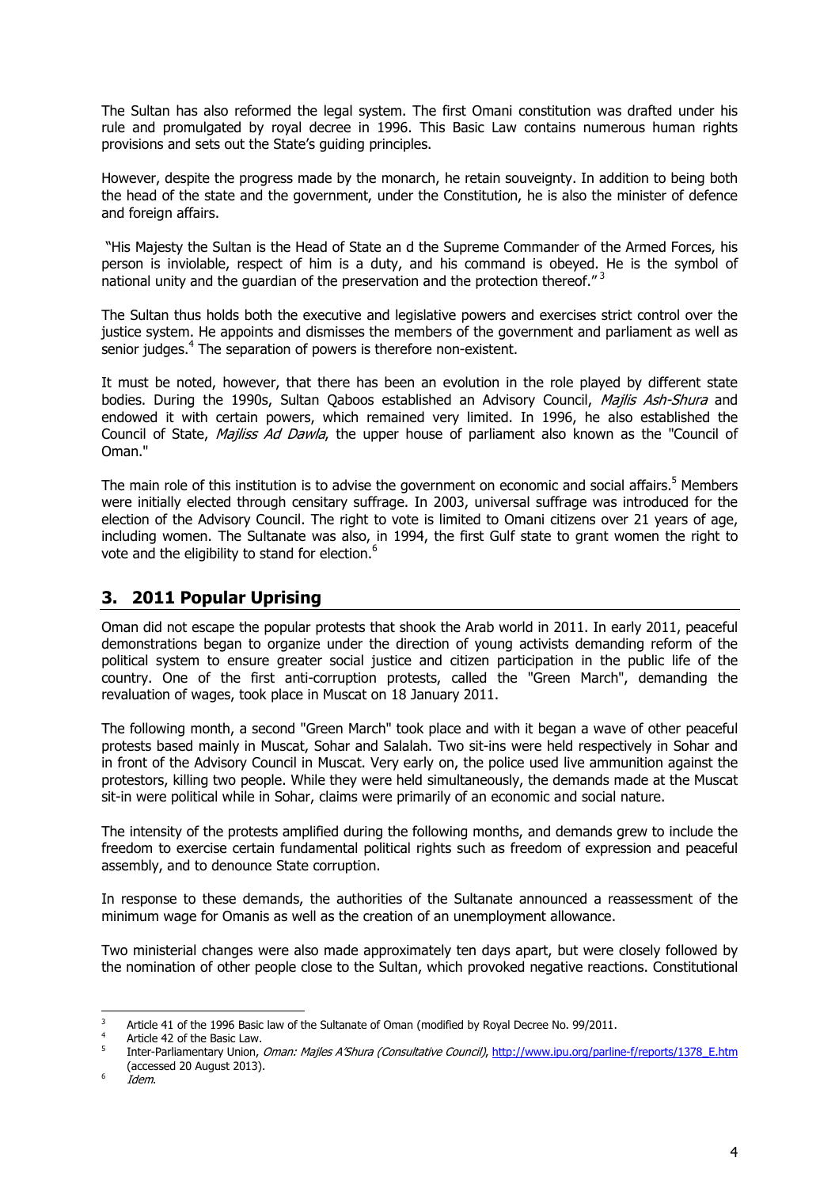The Sultan has also reformed the legal system. The first Omani constitution was drafted under his rule and promulgated by royal decree in 1996. This Basic Law contains numerous human rights provisions and sets out the State's guiding principles.

However, despite the progress made by the monarch, he retain souveignty. In addition to being both the head of the state and the government, under the Constitution, he is also the minister of defence and foreign affairs.

"His Majesty the Sultan is the Head of State an d the Supreme Commander of the Armed Forces, his person is inviolable, respect of him is a duty, and his command is obeyed. He is the symbol of national unity and the guardian of the preservation and the protection thereof." [3]

The Sultan thus holds both the executive and legislative powers and exercises strict control over the justice system. He appoints and dismisses the members of the government and parliament as well as senior judges.[4] The separation of powers is therefore non-existent.

It must be noted, however, that there has been an evolution in the role played by different state bodies. During the 1990s, Sultan Qaboos established an Advisory Council, *Majlis Ash-Shura* and endowed it with certain powers, which remained very limited. In 1996, he also established the Council of State, *Majliss Ad Dawla*, the upper house of parliament also known as the "Council of Oman."

The main role of this institution is to advise the government on economic and social affairs.[5] Members were initially elected through censitary suffrage. In 2003, universal suffrage was introduced for the election of the Advisory Council. The right to vote is limited to Omani citizens over 21 years of age, including women. The Sultanate was also, in 1994, the first Gulf state to grant women the right to vote and the eligibility to stand for election.[6]

## 3. 2011 Popular Uprising

Oman did not escape the popular protests that shook the Arab world in 2011. In early 2011, peaceful demonstrations began to organize under the direction of young activists demanding reform of the political system to ensure greater social justice and citizen participation in the public life of the country. One of the first anti-corruption protests, called the "Green March", demanding the revaluation of wages, took place in Muscat on 18 January 2011.

The following month, a second "Green March" took place and with it began a wave of other peaceful protests based mainly in Muscat, Sohar and Salalah. Two sit-ins were held respectively in Sohar and in front of the Advisory Council in Muscat. Very early on, the police used live ammunition against the protestors, killing two people. While they were held simultaneously, the demands made at the Muscat sit-in were political while in Sohar, claims were primarily of an economic and social nature.

The intensity of the protests amplified during the following months, and demands grew to include the freedom to exercise certain fundamental political rights such as freedom of expression and peaceful assembly, and to denounce State corruption.

In response to these demands, the authorities of the Sultanate announced a reassessment of the minimum wage for Omanis as well as the creation of an unemployment allowance.

Two ministerial changes were also made approximately ten days apart, but were closely followed by the nomination of other people close to the Sultan, which provoked negative reactions. Constitutional

---

[3] Article 41 of the 1996 Basic law of the Sultanate of Oman (modified by Royal Decree No. 99/2011.

[4] Article 42 of the Basic Law.

[5] Inter-Parliamentary Union, *Oman: Majles A'Shura (Consultative Council)*, http://www.ipu.org/parline-f/reports/1378_E.htm (accessed 20 August 2013).

[6] *Idem*.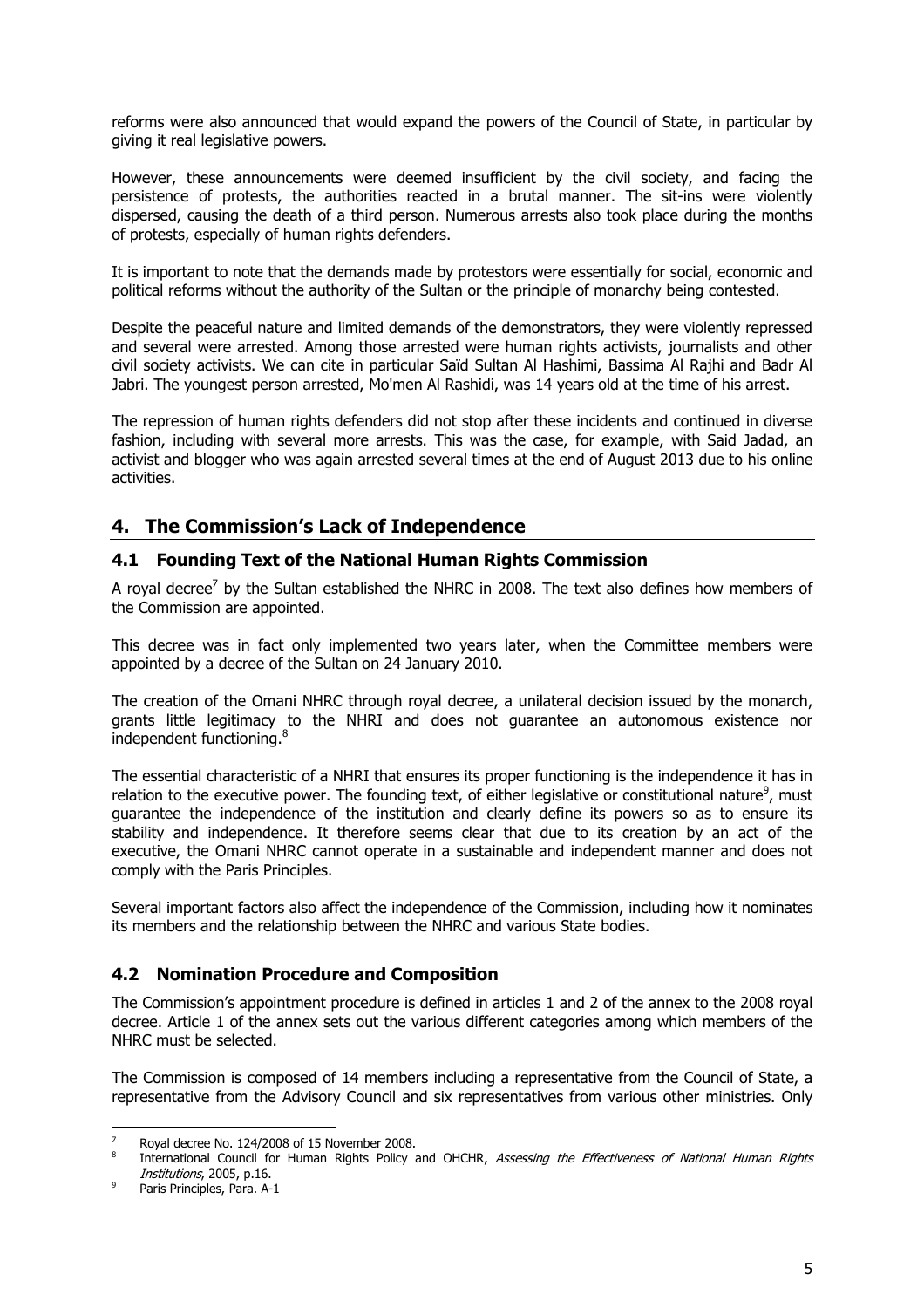reforms were also announced that would expand the powers of the Council of State, in particular by giving it real legislative powers.

However, these announcements were deemed insufficient by the civil society, and facing the persistence of protests, the authorities reacted in a brutal manner. The sit-ins were violently dispersed, causing the death of a third person. Numerous arrests also took place during the months of protests, especially of human rights defenders.

It is important to note that the demands made by protestors were essentially for social, economic and political reforms without the authority of the Sultan or the principle of monarchy being contested.

Despite the peaceful nature and limited demands of the demonstrators, they were violently repressed and several were arrested. Among those arrested were human rights activists, journalists and other civil society activists. We can cite in particular Saïd Sultan Al Hashimi, Bassima Al Rajhi and Badr Al Jabri. The youngest person arrested, Mo'men Al Rashidi, was 14 years old at the time of his arrest.

The repression of human rights defenders did not stop after these incidents and continued in diverse fashion, including with several more arrests. This was the case, for example, with Said Jadad, an activist and blogger who was again arrested several times at the end of August 2013 due to his online activities.

## 4. The Commission's Lack of Independence

### 4.1 Founding Text of the National Human Rights Commission

A royal decree[7] by the Sultan established the NHRC in 2008. The text also defines how members of the Commission are appointed.

This decree was in fact only implemented two years later, when the Committee members were appointed by a decree of the Sultan on 24 January 2010.

The creation of the Omani NHRC through royal decree, a unilateral decision issued by the monarch, grants little legitimacy to the NHRI and does not guarantee an autonomous existence nor independent functioning.[8]

The essential characteristic of a NHRI that ensures its proper functioning is the independence it has in relation to the executive power. The founding text, of either legislative or constitutional nature[9], must guarantee the independence of the institution and clearly define its powers so as to ensure its stability and independence. It therefore seems clear that due to its creation by an act of the executive, the Omani NHRC cannot operate in a sustainable and independent manner and does not comply with the Paris Principles.

Several important factors also affect the independence of the Commission, including how it nominates its members and the relationship between the NHRC and various State bodies.

### 4.2 Nomination Procedure and Composition

The Commission's appointment procedure is defined in articles 1 and 2 of the annex to the 2008 royal decree. Article 1 of the annex sets out the various different categories among which members of the NHRC must be selected.

The Commission is composed of 14 members including a representative from the Council of State, a representative from the Advisory Council and six representatives from various other ministries. Only

---

[7] Royal decree No. 124/2008 of 15 November 2008.

[8] International Council for Human Rights Policy and OHCHR, *Assessing the Effectiveness of National Human Rights Institutions*, 2005, p.16.

[9] Paris Principles, Para. A-1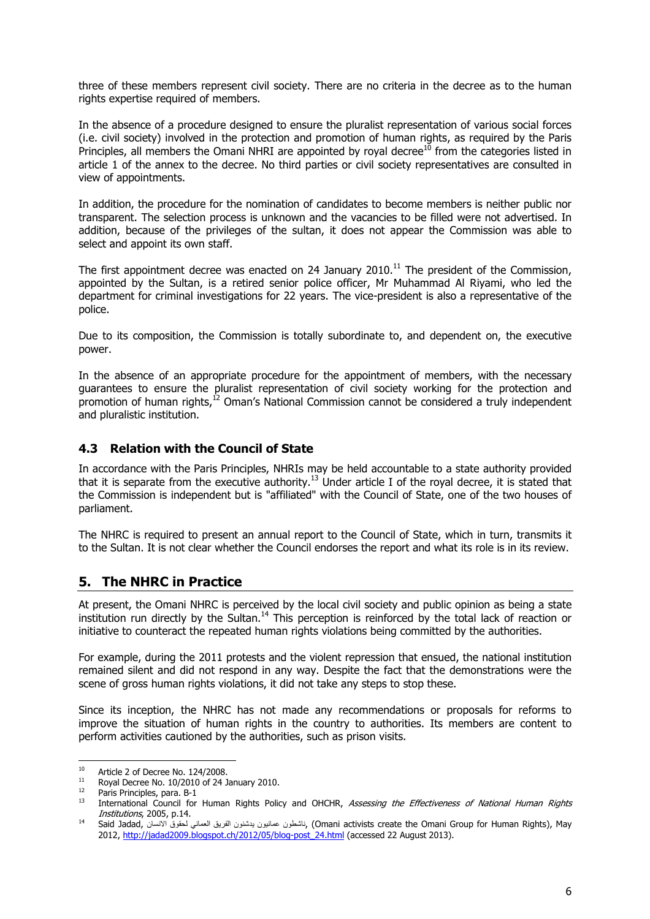three of these members represent civil society. There are no criteria in the decree as to the human rights expertise required of members.

In the absence of a procedure designed to ensure the pluralist representation of various social forces (i.e. civil society) involved in the protection and promotion of human rights, as required by the Paris Principles, all members the Omani NHRI are appointed by royal decree[10] from the categories listed in article 1 of the annex to the decree. No third parties or civil society representatives are consulted in view of appointments.

In addition, the procedure for the nomination of candidates to become members is neither public nor transparent. The selection process is unknown and the vacancies to be filled were not advertised. In addition, because of the privileges of the sultan, it does not appear the Commission was able to select and appoint its own staff.

The first appointment decree was enacted on 24 January 2010.[11] The president of the Commission, appointed by the Sultan, is a retired senior police officer, Mr Muhammad Al Riyami, who led the department for criminal investigations for 22 years. The vice-president is also a representative of the police.

Due to its composition, the Commission is totally subordinate to, and dependent on, the executive power.

In the absence of an appropriate procedure for the appointment of members, with the necessary guarantees to ensure the pluralist representation of civil society working for the protection and promotion of human rights,[12] Oman's National Commission cannot be considered a truly independent and pluralistic institution.

### 4.3 Relation with the Council of State

In accordance with the Paris Principles, NHRIs may be held accountable to a state authority provided that it is separate from the executive authority.[13] Under article I of the royal decree, it is stated that the Commission is independent but is "affiliated" with the Council of State, one of the two houses of parliament.

The NHRC is required to present an annual report to the Council of State, which in turn, transmits it to the Sultan. It is not clear whether the Council endorses the report and what its role is in its review.

## 5. The NHRC in Practice

At present, the Omani NHRC is perceived by the local civil society and public opinion as being a state institution run directly by the Sultan.[14] This perception is reinforced by the total lack of reaction or initiative to counteract the repeated human rights violations being committed by the authorities.

For example, during the 2011 protests and the violent repression that ensued, the national institution remained silent and did not respond in any way. Despite the fact that the demonstrations were the scene of gross human rights violations, it did not take any steps to stop these.

Since its inception, the NHRC has not made any recommendations or proposals for reforms to improve the situation of human rights in the country to authorities. Its members are content to perform activities cautioned by the authorities, such as prison visits.

---

[10] Article 2 of Decree No. 124/2008.

[11] Royal Decree No. 10/2010 of 24 January 2010.

[12] Paris Principles, para. B-1

[13] International Council for Human Rights Policy and OHCHR, *Assessing the Effectiveness of National Human Rights Institutions*, 2005, p.14.

[14] Said Jadad, ناشطون عمانيون يدشنون الفريق العماني لحقوق الانسان, (Omani activists create the Omani Group for Human Rights), May 2012, http://jadad2009.blogspot.ch/2012/05/blog-post_24.html (accessed 22 August 2013).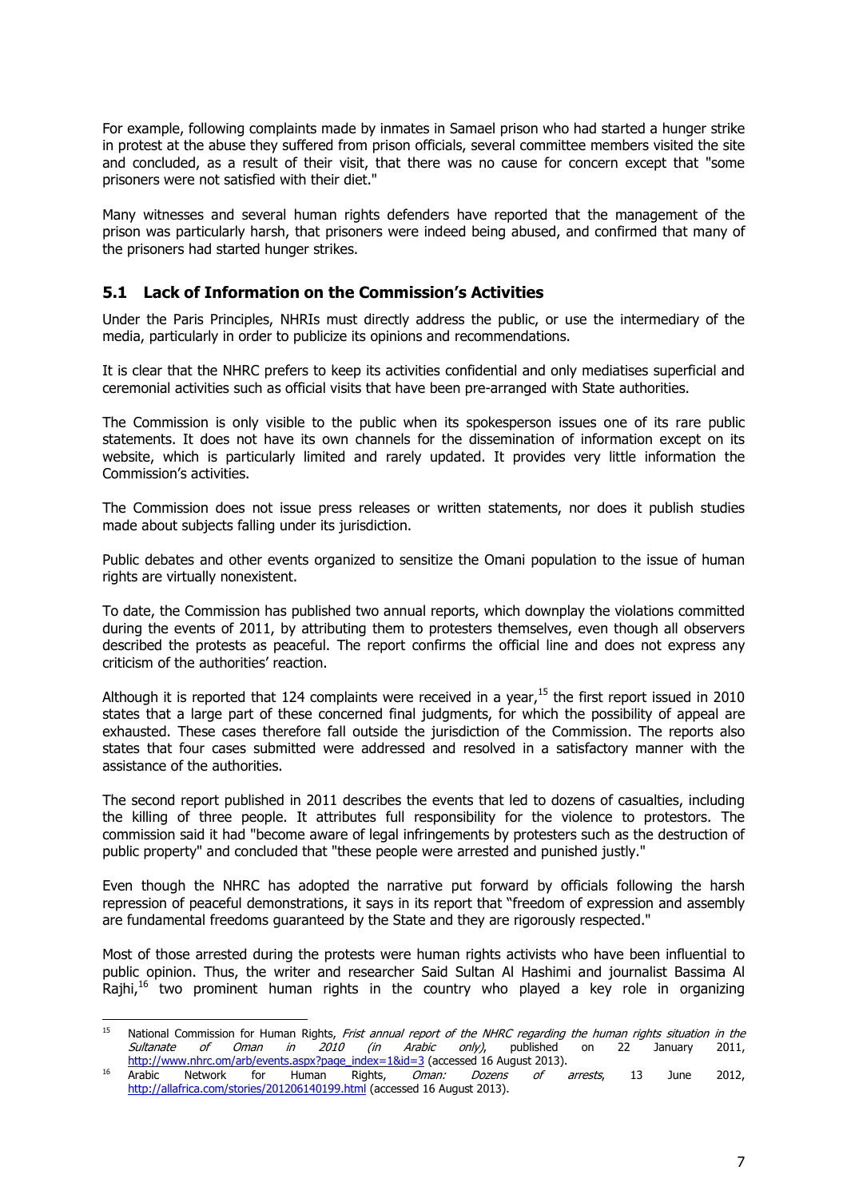For example, following complaints made by inmates in Samael prison who had started a hunger strike in protest at the abuse they suffered from prison officials, several committee members visited the site and concluded, as a result of their visit, that there was no cause for concern except that "some prisoners were not satisfied with their diet."

Many witnesses and several human rights defenders have reported that the management of the prison was particularly harsh, that prisoners were indeed being abused, and confirmed that many of the prisoners had started hunger strikes.

## 5.1 Lack of Information on the Commission's Activities

Under the Paris Principles, NHRIs must directly address the public, or use the intermediary of the media, particularly in order to publicize its opinions and recommendations.

It is clear that the NHRC prefers to keep its activities confidential and only mediatises superficial and ceremonial activities such as official visits that have been pre-arranged with State authorities.

The Commission is only visible to the public when its spokesperson issues one of its rare public statements. It does not have its own channels for the dissemination of information except on its website, which is particularly limited and rarely updated. It provides very little information the Commission's activities.

The Commission does not issue press releases or written statements, nor does it publish studies made about subjects falling under its jurisdiction.

Public debates and other events organized to sensitize the Omani population to the issue of human rights are virtually nonexistent.

To date, the Commission has published two annual reports, which downplay the violations committed during the events of 2011, by attributing them to protesters themselves, even though all observers described the protests as peaceful. The report confirms the official line and does not express any criticism of the authorities' reaction.

Although it is reported that 124 complaints were received in a year,[15] the first report issued in 2010 states that a large part of these concerned final judgments, for which the possibility of appeal are exhausted. These cases therefore fall outside the jurisdiction of the Commission. The reports also states that four cases submitted were addressed and resolved in a satisfactory manner with the assistance of the authorities.

The second report published in 2011 describes the events that led to dozens of casualties, including the killing of three people. It attributes full responsibility for the violence to protestors. The commission said it had "become aware of legal infringements by protesters such as the destruction of public property" and concluded that "these people were arrested and punished justly."

Even though the NHRC has adopted the narrative put forward by officials following the harsh repression of peaceful demonstrations, it says in its report that "freedom of expression and assembly are fundamental freedoms guaranteed by the State and they are rigorously respected."

Most of those arrested during the protests were human rights activists who have been influential to public opinion. Thus, the writer and researcher Said Sultan Al Hashimi and journalist Bassima Al Rajhi,[16] two prominent human rights in the country who played a key role in organizing

---

[15] National Commission for Human Rights, *Frist annual report of the NHRC regarding the human rights situation in the Sultanate of Oman in 2010 (in Arabic only)*, published on 22 January 2011, http://www.nhrc.om/arb/events.aspx?page_index=1&id=3 (accessed 16 August 2013).

[16] Arabic Network for Human Rights, *Oman: Dozens of arrests*, 13 June 2012, http://allafrica.com/stories/201206140199.html (accessed 16 August 2013).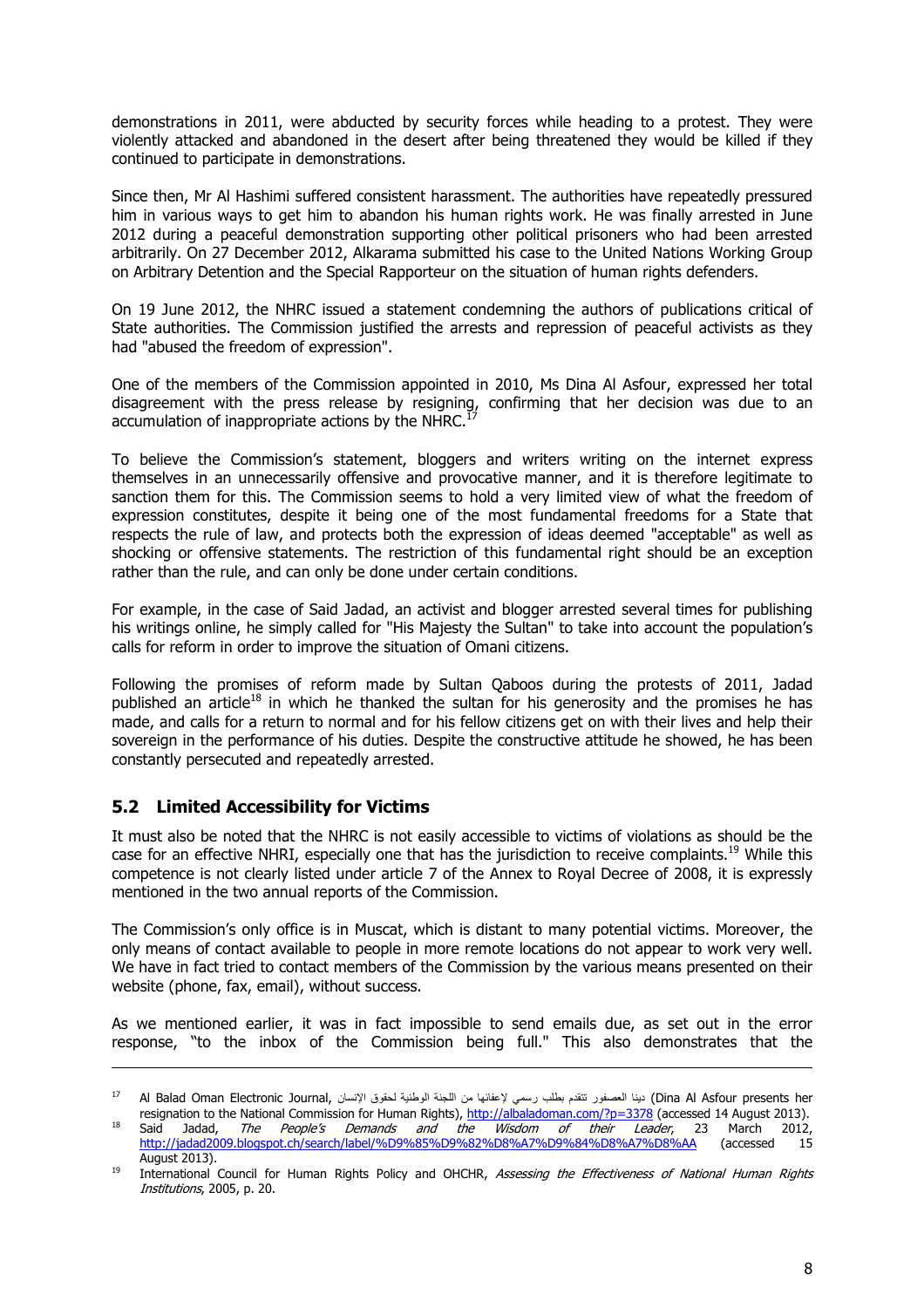demonstrations in 2011, were abducted by security forces while heading to a protest. They were violently attacked and abandoned in the desert after being threatened they would be killed if they continued to participate in demonstrations.

Since then, Mr Al Hashimi suffered consistent harassment. The authorities have repeatedly pressured him in various ways to get him to abandon his human rights work. He was finally arrested in June 2012 during a peaceful demonstration supporting other political prisoners who had been arrested arbitrarily. On 27 December 2012, Alkarama submitted his case to the United Nations Working Group on Arbitrary Detention and the Special Rapporteur on the situation of human rights defenders.

On 19 June 2012, the NHRC issued a statement condemning the authors of publications critical of State authorities. The Commission justified the arrests and repression of peaceful activists as they had "abused the freedom of expression".

One of the members of the Commission appointed in 2010, Ms Dina Al Asfour, expressed her total disagreement with the press release by resigning, confirming that her decision was due to an accumulation of inappropriate actions by the NHRC.[17]

To believe the Commission's statement, bloggers and writers writing on the internet express themselves in an unnecessarily offensive and provocative manner, and it is therefore legitimate to sanction them for this. The Commission seems to hold a very limited view of what the freedom of expression constitutes, despite it being one of the most fundamental freedoms for a State that respects the rule of law, and protects both the expression of ideas deemed "acceptable" as well as shocking or offensive statements. The restriction of this fundamental right should be an exception rather than the rule, and can only be done under certain conditions.

For example, in the case of Said Jadad, an activist and blogger arrested several times for publishing his writings online, he simply called for "His Majesty the Sultan" to take into account the population's calls for reform in order to improve the situation of Omani citizens.

Following the promises of reform made by Sultan Qaboos during the protests of 2011, Jadad published an article[18] in which he thanked the sultan for his generosity and the promises he has made, and calls for a return to normal and for his fellow citizens get on with their lives and help their sovereign in the performance of his duties. Despite the constructive attitude he showed, he has been constantly persecuted and repeatedly arrested.

## 5.2 Limited Accessibility for Victims

It must also be noted that the NHRC is not easily accessible to victims of violations as should be the case for an effective NHRI, especially one that has the jurisdiction to receive complaints.[19] While this competence is not clearly listed under article 7 of the Annex to Royal Decree of 2008, it is expressly mentioned in the two annual reports of the Commission.

The Commission's only office is in Muscat, which is distant to many potential victims. Moreover, the only means of contact available to people in more remote locations do not appear to work very well. We have in fact tried to contact members of the Commission by the various means presented on their website (phone, fax, email), without success.

As we mentioned earlier, it was in fact impossible to send emails due, as set out in the error response, "to the inbox of the Commission being full." This also demonstrates that the

---

[17] Al Balad Oman Electronic Journal, دينا العصفور تتقدم بطلب رسمي لإعفائها من اللجنة الوطنية لحقوق الإنسان (Dina Al Asfour presents her resignation to the National Commission for Human Rights), http://albaladoman.com/?p=3378 (accessed 14 August 2013).

[18] Said Jadad, *The People's Demands and the Wisdom of their Leader*, 23 March 2012, http://jadad2009.blogspot.ch/search/label/%D9%85%D9%82%D8%A7%D9%84%D8%A7%D8%AA (accessed 15 August 2013).

[19] International Council for Human Rights Policy and OHCHR, *Assessing the Effectiveness of National Human Rights Institutions*, 2005, p. 20.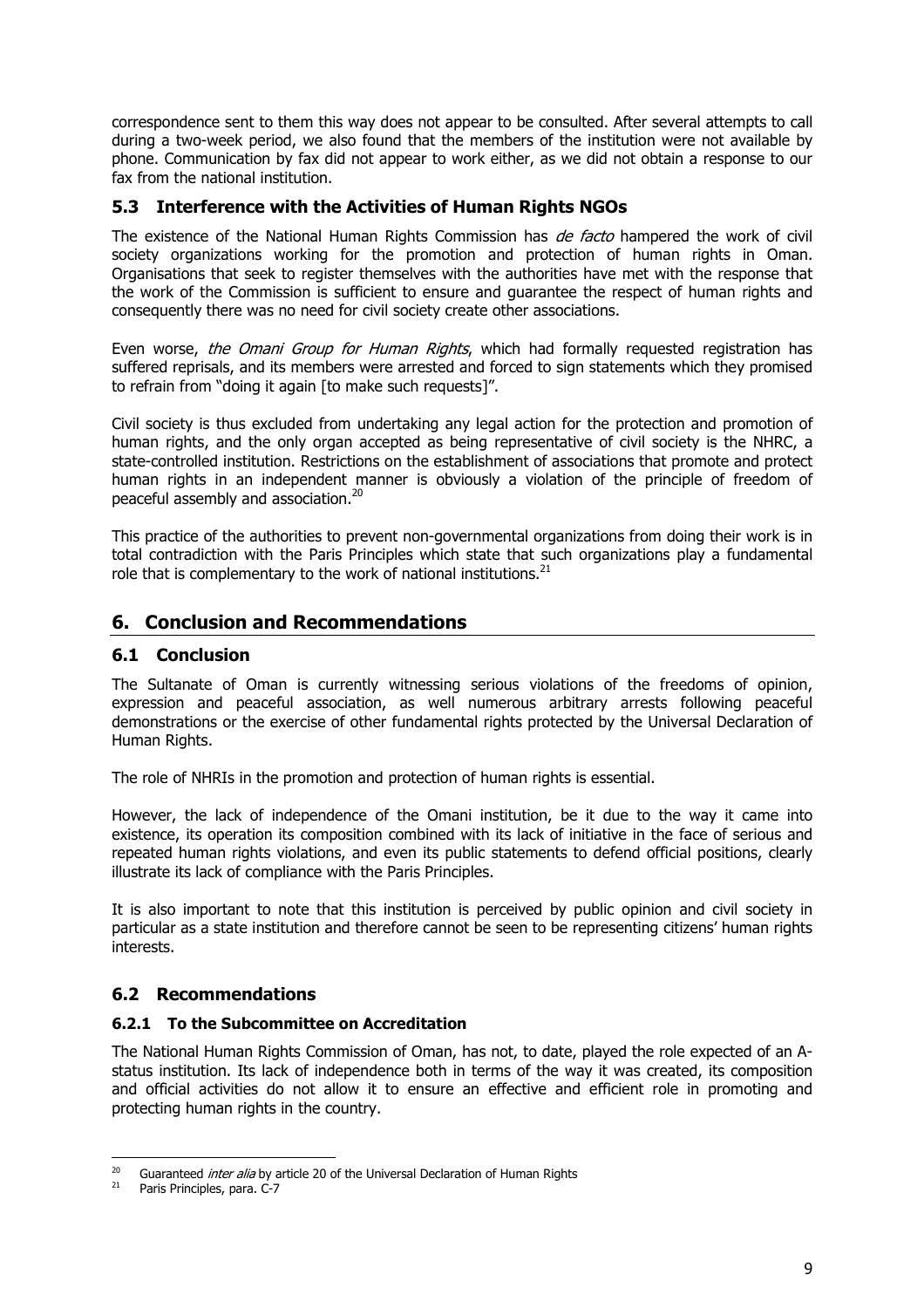correspondence sent to them this way does not appear to be consulted. After several attempts to call during a two-week period, we also found that the members of the institution were not available by phone. Communication by fax did not appear to work either, as we did not obtain a response to our fax from the national institution.

### 5.3 Interference with the Activities of Human Rights NGOs

The existence of the National Human Rights Commission has *de facto* hampered the work of civil society organizations working for the promotion and protection of human rights in Oman. Organisations that seek to register themselves with the authorities have met with the response that the work of the Commission is sufficient to ensure and guarantee the respect of human rights and consequently there was no need for civil society create other associations.

Even worse, *the Omani Group for Human Rights*, which had formally requested registration has suffered reprisals, and its members were arrested and forced to sign statements which they promised to refrain from "doing it again [to make such requests]".

Civil society is thus excluded from undertaking any legal action for the protection and promotion of human rights, and the only organ accepted as being representative of civil society is the NHRC, a state-controlled institution. Restrictions on the establishment of associations that promote and protect human rights in an independent manner is obviously a violation of the principle of freedom of peaceful assembly and association.[20]

This practice of the authorities to prevent non-governmental organizations from doing their work is in total contradiction with the Paris Principles which state that such organizations play a fundamental role that is complementary to the work of national institutions.[21]

## 6. Conclusion and Recommendations

### 6.1 Conclusion

The Sultanate of Oman is currently witnessing serious violations of the freedoms of opinion, expression and peaceful association, as well numerous arbitrary arrests following peaceful demonstrations or the exercise of other fundamental rights protected by the Universal Declaration of Human Rights.

The role of NHRIs in the promotion and protection of human rights is essential.

However, the lack of independence of the Omani institution, be it due to the way it came into existence, its operation its composition combined with its lack of initiative in the face of serious and repeated human rights violations, and even its public statements to defend official positions, clearly illustrate its lack of compliance with the Paris Principles.

It is also important to note that this institution is perceived by public opinion and civil society in particular as a state institution and therefore cannot be seen to be representing citizens' human rights interests.

### 6.2 Recommendations

#### 6.2.1 To the Subcommittee on Accreditation

The National Human Rights Commission of Oman, has not, to date, played the role expected of an A-status institution. Its lack of independence both in terms of the way it was created, its composition and official activities do not allow it to ensure an effective and efficient role in promoting and protecting human rights in the country.

---

[20] Guaranteed *inter alia* by article 20 of the Universal Declaration of Human Rights

[21] Paris Principles, para. C-7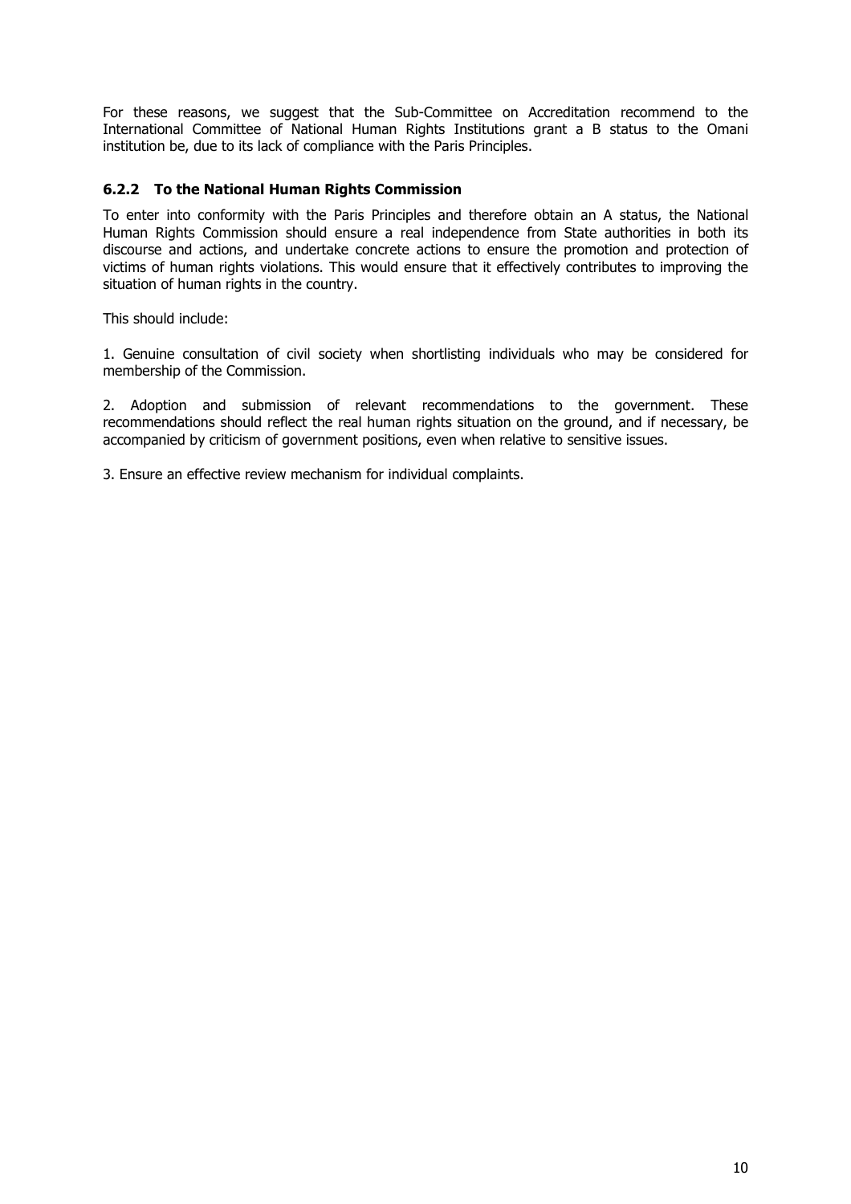For these reasons, we suggest that the Sub-Committee on Accreditation recommend to the International Committee of National Human Rights Institutions grant a B status to the Omani institution be, due to its lack of compliance with the Paris Principles.

### 6.2.2 To the National Human Rights Commission

To enter into conformity with the Paris Principles and therefore obtain an A status, the National Human Rights Commission should ensure a real independence from State authorities in both its discourse and actions, and undertake concrete actions to ensure the promotion and protection of victims of human rights violations. This would ensure that it effectively contributes to improving the situation of human rights in the country.

This should include:

1. Genuine consultation of civil society when shortlisting individuals who may be considered for membership of the Commission.

2. Adoption and submission of relevant recommendations to the government. These recommendations should reflect the real human rights situation on the ground, and if necessary, be accompanied by criticism of government positions, even when relative to sensitive issues.

3. Ensure an effective review mechanism for individual complaints.